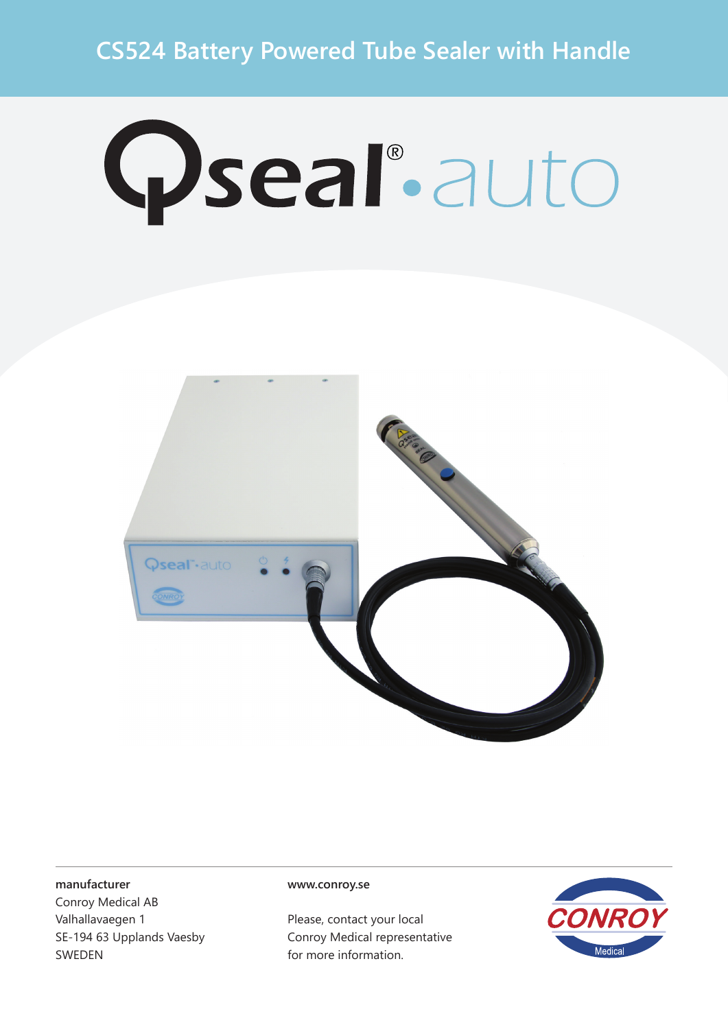# CS524 Battery Powered Tube Sealer with Handle

## Qseal®•auto

**manufacturer**
Conroy Medical AB
Valhallavaegen 1
SE-194 63 Upplands Vaesby
SWEDEN

**www.conroy.se**

Please, contact your local
Conroy Medical representative
for more information.

CONROY
Medical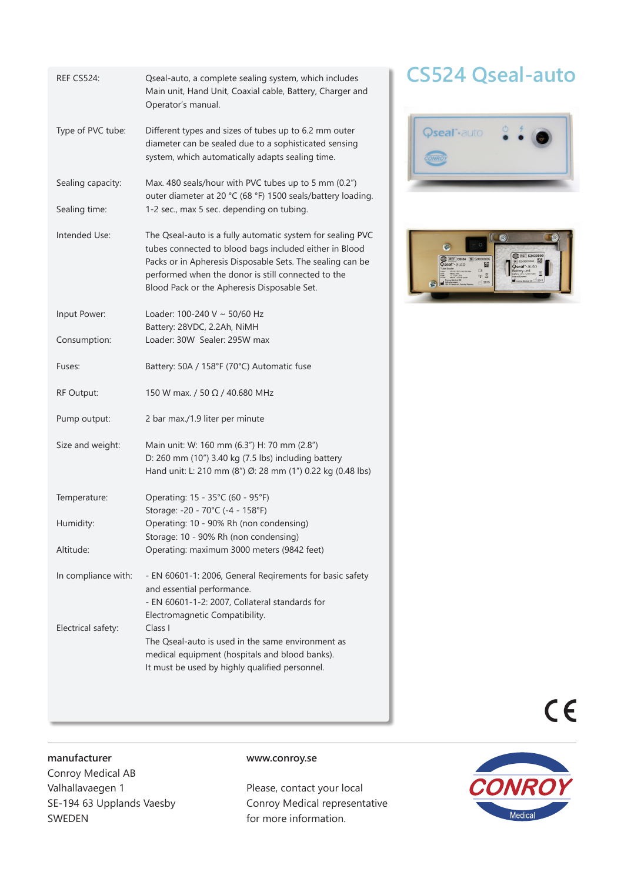# CS524 Qseal-auto

| | |
|---|---|
| REF CS524: | Qseal-auto, a complete sealing system, which includes Main unit, Hand Unit, Coaxial cable, Battery, Charger and Operator's manual. |
| Type of PVC tube: | Different types and sizes of tubes up to 6.2 mm outer diameter can be sealed due to a sophisticated sensing system, which automatically adapts sealing time. |
| Sealing capacity: | Max. 480 seals/hour with PVC tubes up to 5 mm (0.2") outer diameter at 20 °C (68 °F) 1500 seals/battery loading. |
| Sealing time: | 1-2 sec., max 5 sec. depending on tubing. |
| Intended Use: | The Qseal-auto is a fully automatic system for sealing PVC tubes connected to blood bags included either in Blood Packs or in Apheresis Disposable Sets. The sealing can be performed when the donor is still connected to the Blood Pack or the Apheresis Disposable Set. |
| Input Power: | Loader: 100-240 V ~ 50/60 Hz<br>Battery: 28VDC, 2.2Ah, NiMH |
| Consumption: | Loader: 30W Sealer: 295W max |
| Fuses: | Battery: 50A / 158°F (70°C) Automatic fuse |
| RF Output: | 150 W max. / 50 Ω / 40.680 MHz |
| Pump output: | 2 bar max./1.9 liter per minute |
| Size and weight: | Main unit: W: 160 mm (6.3") H: 70 mm (2.8")<br>D: 260 mm (10") 3.40 kg (7.5 lbs) including battery<br>Hand unit: L: 210 mm (8") Ø: 28 mm (1") 0.22 kg (0.48 lbs) |
| Temperature: | Operating: 15 - 35°C (60 - 95°F)<br>Storage: -20 - 70°C (-4 - 158°F) |
| Humidity: | Operating: 10 - 90% Rh (non condensing)<br>Storage: 10 - 90% Rh (non condensing) |
| Altitude: | Operating: maximum 3000 meters (9842 feet) |
| In compliance with: | - EN 60601-1: 2006, General Reqirements for basic safety and essential performance.<br>- EN 60601-1-2: 2007, Collateral standards for Electromagnetic Compatibility. |
| Electrical safety: | Class I<br>The Qseal-auto is used in the same environment as medical equipment (hospitals and blood banks).<br>It must be used by highly qualified personnel. |

CE

**manufacturer**
Conroy Medical AB
Valhallavaegen 1
SE-194 63 Upplands Vaesby
SWEDEN

**www.conroy.se**

Please, contact your local Conroy Medical representative for more information.

CONROY Medical